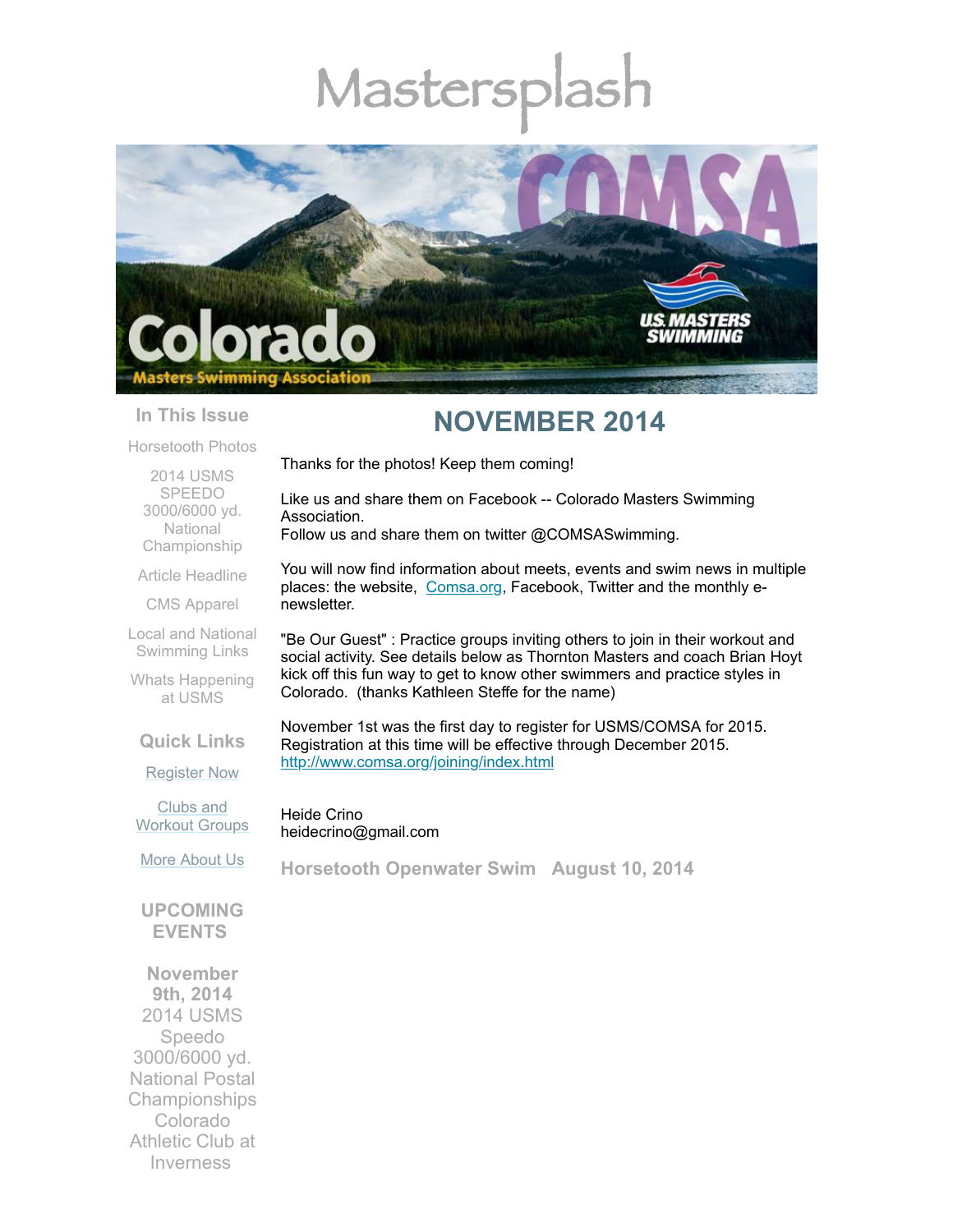# Mastersplash

## In This Issue

Horsetooth Photos

2014 USMS SPEEDO 3000/6000 yd. National Championship

Article Headline

CMS Apparel

Local and National Swimming Links

Whats Happening at USMS

## Quick Links

Register Now

Clubs and Workout Groups

More About Us

## UPCOMING EVENTS

**November 9th, 2014**
2014 USMS Speedo 3000/6000 yd. National Postal Championships Colorado Athletic Club at Inverness

# NOVEMBER 2014

Thanks for the photos! Keep them coming!

Like us and share them on Facebook -- Colorado Masters Swimming Association.
Follow us and share them on twitter @COMSASwimming.

You will now find information about meets, events and swim news in multiple places: the website, Comsa.org, Facebook, Twitter and the monthly e-newsletter.

"Be Our Guest" : Practice groups inviting others to join in their workout and social activity. See details below as Thornton Masters and coach Brian Hoyt kick off this fun way to get to know other swimmers and practice styles in Colorado. (thanks Kathleen Steffe for the name)

November 1st was the first day to register for USMS/COMSA for 2015. Registration at this time will be effective through December 2015.
http://www.comsa.org/joining/index.html

Heide Crino
heidecrino@gmail.com

## Horsetooth Openwater Swim August 10, 2014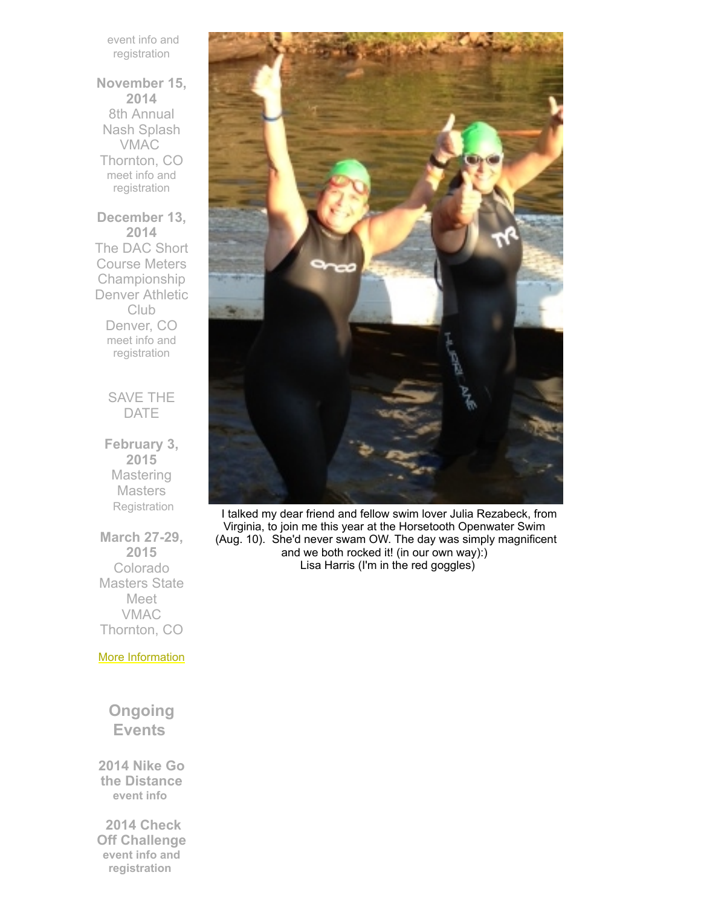event info and registration

**November 15, 2014**
8th Annual Nash Splash
VMAC
Thornton, CO
meet info and registration

**December 13, 2014**
The DAC Short Course Meters Championship
Denver Athletic Club
Denver, CO
meet info and registration

SAVE THE DATE

**February 3, 2015**
Mastering Masters
Registration

**March 27-29, 2015**
Colorado Masters State Meet
VMAC
Thornton, CO

More Information

## Ongoing Events

**2014 Nike Go the Distance**
**event info**

**2014 Check Off Challenge**
**event info and registration**

I talked my dear friend and fellow swim lover Julia Rezabeck, from Virginia, to join me this year at the Horsetooth Openwater Swim (Aug. 10). She'd never swam OW. The day was simply magnificent and we both rocked it! (in our own way):)
Lisa Harris (I'm in the red goggles)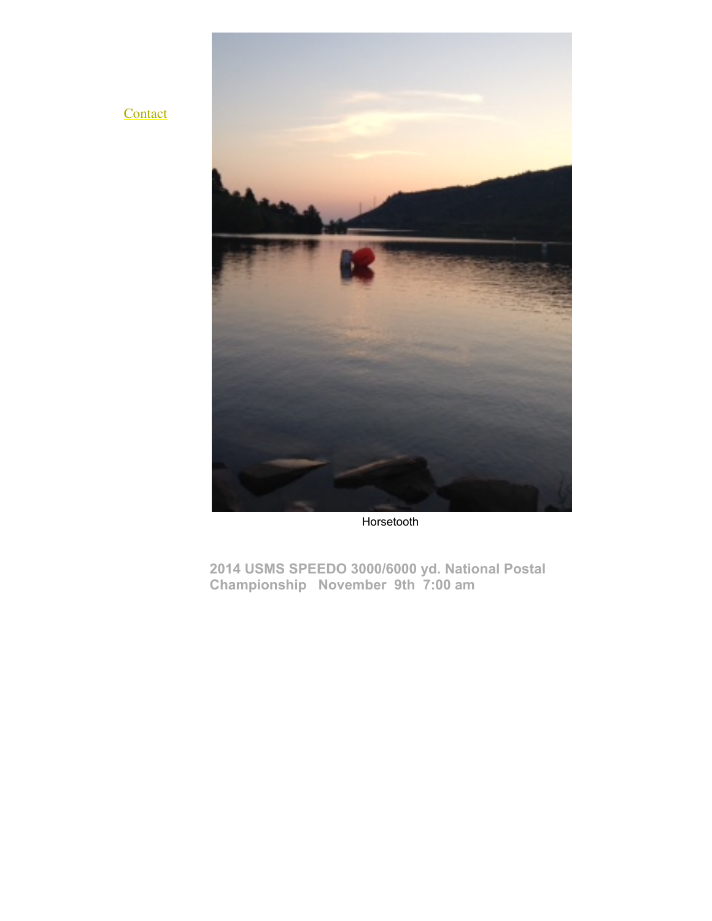[Contact]

Horsetooth

**2014 USMS SPEEDO 3000/6000 yd. National Postal Championship   November  9th  7:00 am**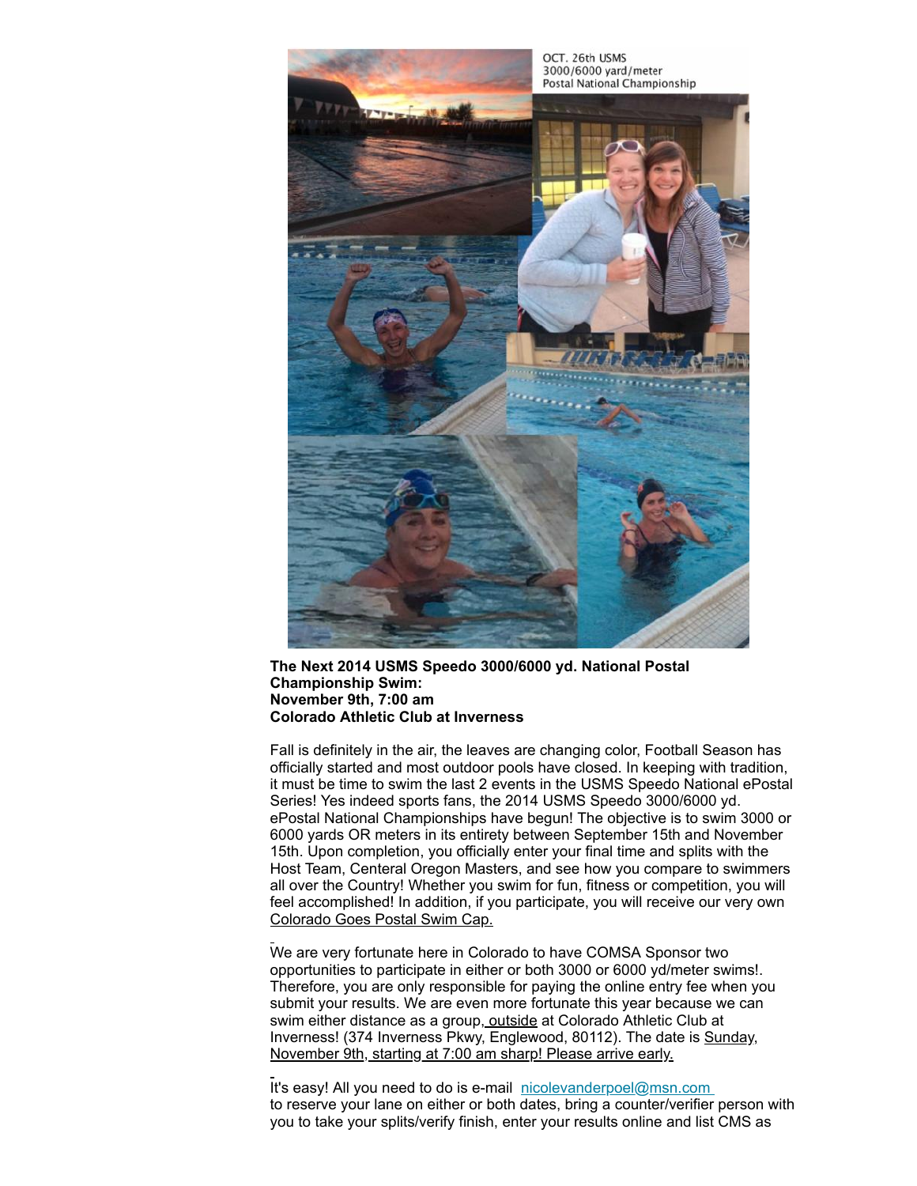**The Next 2014 USMS Speedo 3000/6000 yd. National Postal Championship Swim:**
**November 9th, 7:00 am**
**Colorado Athletic Club at Inverness**

Fall is definitely in the air, the leaves are changing color, Football Season has officially started and most outdoor pools have closed. In keeping with tradition, it must be time to swim the last 2 events in the USMS Speedo National ePostal Series! Yes indeed sports fans, the 2014 USMS Speedo 3000/6000 yd. ePostal National Championships have begun! The objective is to swim 3000 or 6000 yards OR meters in its entirety between September 15th and November 15th. Upon completion, you officially enter your final time and splits with the Host Team, Centeral Oregon Masters, and see how you compare to swimmers all over the Country! Whether you swim for fun, fitness or competition, you will feel accomplished! In addition, if you participate, you will receive our very own Colorado Goes Postal Swim Cap.

We are very fortunate here in Colorado to have COMSA Sponsor two opportunities to participate in either or both 3000 or 6000 yd/meter swims!. Therefore, you are only responsible for paying the online entry fee when you submit your results. We are even more fortunate this year because we can swim either distance as a group, outside at Colorado Athletic Club at Inverness! (374 Inverness Pkwy, Englewood, 80112). The date is Sunday, November 9th, starting at 7:00 am sharp! Please arrive early.

It's easy! All you need to do is e-mail nicolevanderpoel@msn.com to reserve your lane on either or both dates, bring a counter/verifier person with you to take your splits/verify finish, enter your results online and list CMS as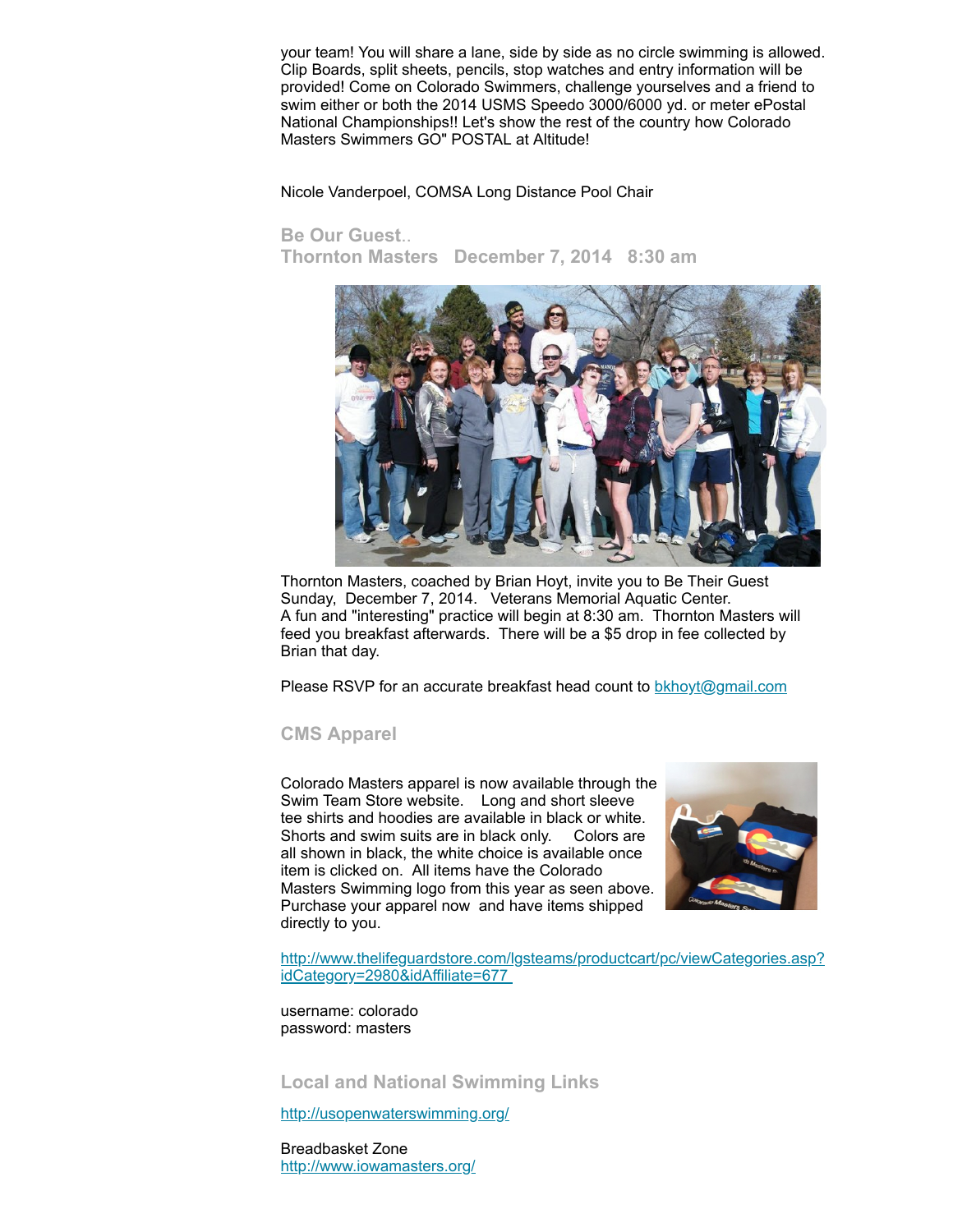your team! You will share a lane, side by side as no circle swimming is allowed. Clip Boards, split sheets, pencils, stop watches and entry information will be provided! Come on Colorado Swimmers, challenge yourselves and a friend to swim either or both the 2014 USMS Speedo 3000/6000 yd. or meter ePostal National Championships!! Let's show the rest of the country how Colorado Masters Swimmers GO" POSTAL at Altitude!

Nicole Vanderpoel, COMSA Long Distance Pool Chair

## Be Our Guest..
## Thornton Masters December 7, 2014 8:30 am

Thornton Masters, coached by Brian Hoyt, invite you to Be Their Guest Sunday, December 7, 2014. Veterans Memorial Aquatic Center.
A fun and "interesting" practice will begin at 8:30 am. Thornton Masters will feed you breakfast afterwards. There will be a $5 drop in fee collected by Brian that day.

Please RSVP for an accurate breakfast head count to bkhoyt@gmail.com

## CMS Apparel

Colorado Masters apparel is now available through the Swim Team Store website. Long and short sleeve tee shirts and hoodies are available in black or white. Shorts and swim suits are in black only. Colors are all shown in black, the white choice is available once item is clicked on. All items have the Colorado Masters Swimming logo from this year as seen above. Purchase your apparel now and have items shipped directly to you.

http://www.thelifeguardstore.com/lgsteams/productcart/pc/viewCategories.asp?idCategory=2980&idAffiliate=677

username: colorado
password: masters

## Local and National Swimming Links

http://usopenwaterswimming.org/

Breadbasket Zone
http://www.iowamasters.org/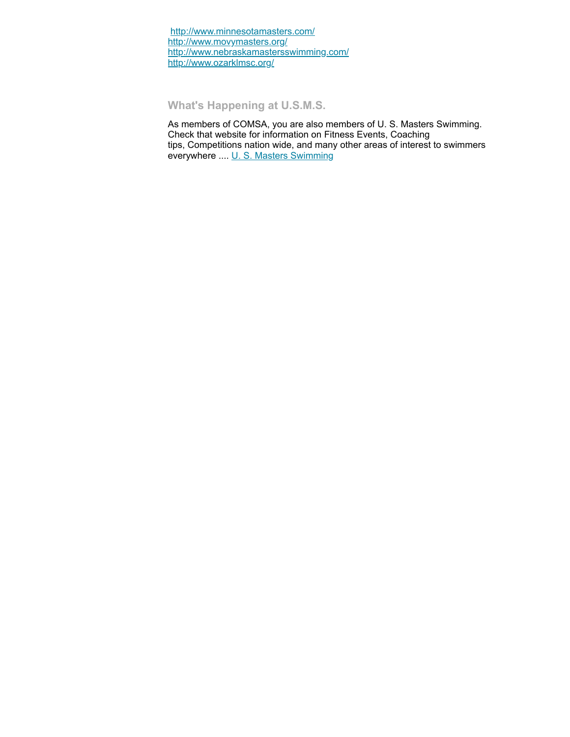http://www.minnesotamasters.com/
http://www.movymasters.org/
http://www.nebraskamastersswimming.com/
http://www.ozarklmsc.org/

### What's Happening at U.S.M.S.

As members of COMSA, you are also members of U. S. Masters Swimming. Check that website for information on Fitness Events, Coaching tips, Competitions nation wide, and many other areas of interest to swimmers everywhere .... U. S. Masters Swimming